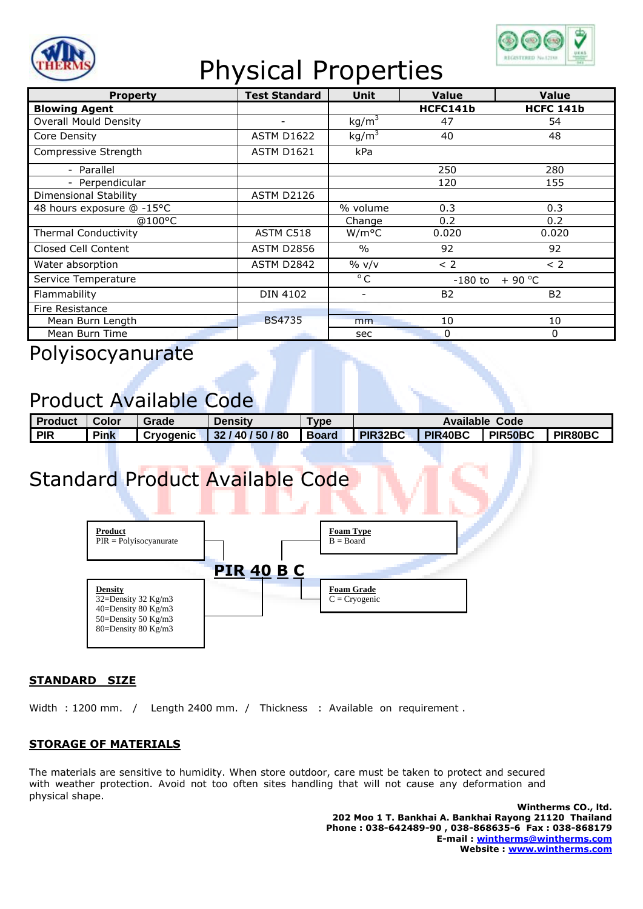# Physical Properties

| Property | Test Standard | Unit | Value | Value |
|---|---|---|---|---|
| **Blowing Agent** | | | **HCFC141b** | **HCFC 141b** |
| Overall Mould Density | - | $kg/m^3$ | 47 | 54 |
| Core Density | ASTM D1622 | $kg/m^3$ | 40 | 48 |
| Compressive Strength | ASTM D1621 | kPa | | |
| - Parallel | | | 250 | 280 |
| - Perpendicular | | | 120 | 155 |
| Dimensional Stability | ASTM D2126 | | | |
| 48 hours exposure @ -15°C | | % volume | 0.3 | 0.3 |
| @100°C | | Change | 0.2 | 0.2 |
| Thermal Conductivity | ASTM C518 | W/m°C | 0.020 | 0.020 |
| Closed Cell Content | ASTM D2856 | % | 92 | 92 |
| Water absorption | ASTM D2842 | % v/v | < 2 | < 2 |
| Service Temperature | | °C | -180 to | + 90 °C |
| Flammability | DIN 4102 | - | B2 | B2 |
| Fire Resistance | | | | |
| Mean Burn Length | BS4735 | mm | 10 | 10 |
| Mean Burn Time | | sec | 0 | 0 |

Polyisocyanurate

## Product Available Code

| Product | Color | Grade | Density | Type | Available Code | | | |
|---|---|---|---|---|---|---|---|---|
| **PIR** | **Pink** | **Cryogenic** | **32 / 40 / 50 / 80** | **Board** | **PIR32BC** | **PIR40BC** | **PIR50BC** | **PIR80BC** |

## Standard Product Available Code

**PIR 40 B C**

**Product**
PIR = Polyisocyanurate

**Density**
32=Density 32 Kg/m3
40=Density 80 Kg/m3
50=Density 50 Kg/m3
80=Density 80 Kg/m3

**Foam Type**
B = Board

**Foam Grade**
C = Cryogenic

**STANDARD SIZE**

Width : 1200 mm. / Length 2400 mm. / Thickness : Available on requirement .

**STORAGE OF MATERIALS**

The materials are sensitive to humidity. When store outdoor, care must be taken to protect and secured with weather protection. Avoid not too often sites handling that will not cause any deformation and physical shape.

**Wintherms CO., ltd.**
**202 Moo 1 T. Bankhai A. Bankhai Rayong 21120 Thailand**
**Phone : 038-642489-90 , 038-868635-6 Fax : 038-868179**
**E-mail : wintherms@wintherms.com**
**Website : www.wintherms.com**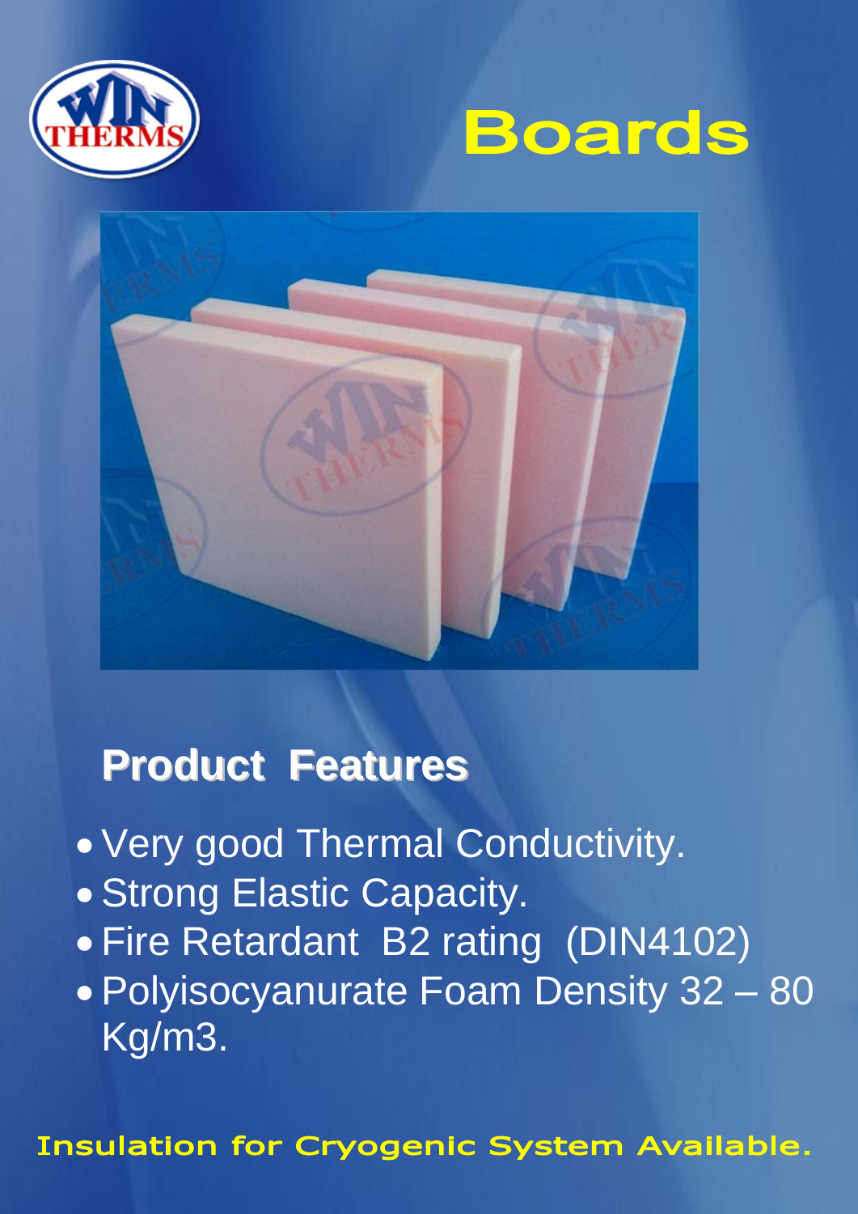# Boards

## Product Features

- Very good Thermal Conductivity.
- Strong Elastic Capacity.
- Fire Retardant B2 rating (DIN4102)
- Polyisocyanurate Foam Density 32 – 80 Kg/m3.

**Insulation for Cryogenic System Available.**